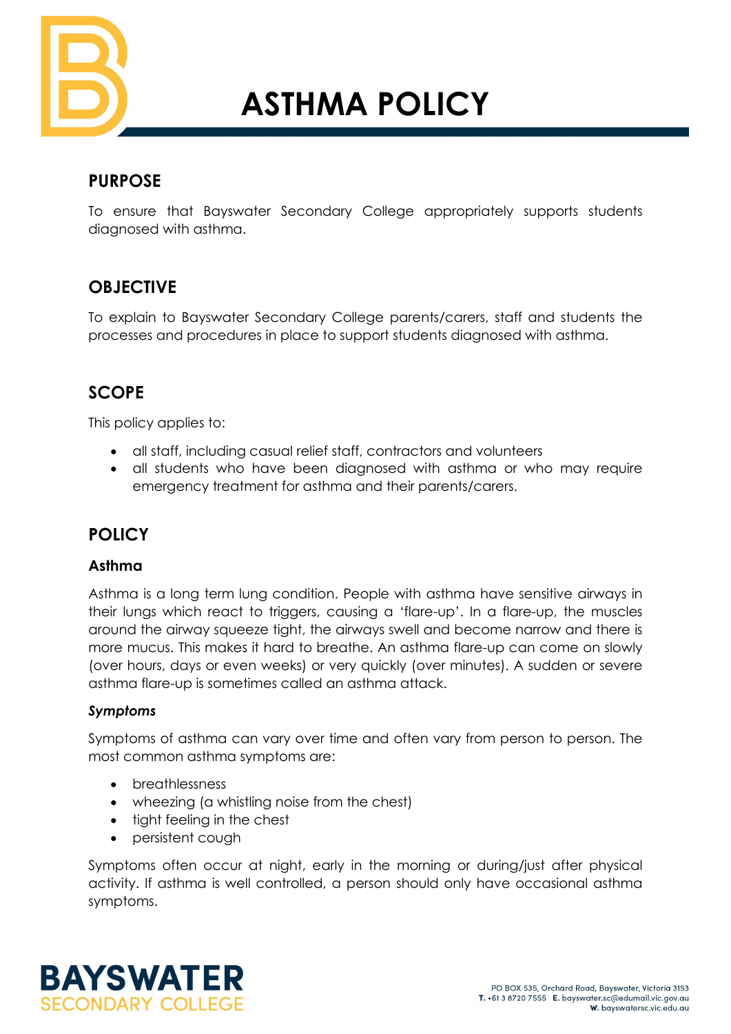# ASTHMA POLICY

## PURPOSE

To ensure that Bayswater Secondary College appropriately supports students diagnosed with asthma.

## OBJECTIVE

To explain to Bayswater Secondary College parents/carers, staff and students the processes and procedures in place to support students diagnosed with asthma.

## SCOPE

This policy applies to:

- all staff, including casual relief staff, contractors and volunteers
- all students who have been diagnosed with asthma or who may require emergency treatment for asthma and their parents/carers.

## POLICY

### Asthma

Asthma is a long term lung condition. People with asthma have sensitive airways in their lungs which react to triggers, causing a 'flare-up'. In a flare-up, the muscles around the airway squeeze tight, the airways swell and become narrow and there is more mucus. This makes it hard to breathe. An asthma flare-up can come on slowly (over hours, days or even weeks) or very quickly (over minutes). A sudden or severe asthma flare-up is sometimes called an asthma attack.

#### *Symptoms*

Symptoms of asthma can vary over time and often vary from person to person. The most common asthma symptoms are:

- breathlessness
- wheezing (a whistling noise from the chest)
- tight feeling in the chest
- persistent cough

Symptoms often occur at night, early in the morning or during/just after physical activity. If asthma is well controlled, a person should only have occasional asthma symptoms.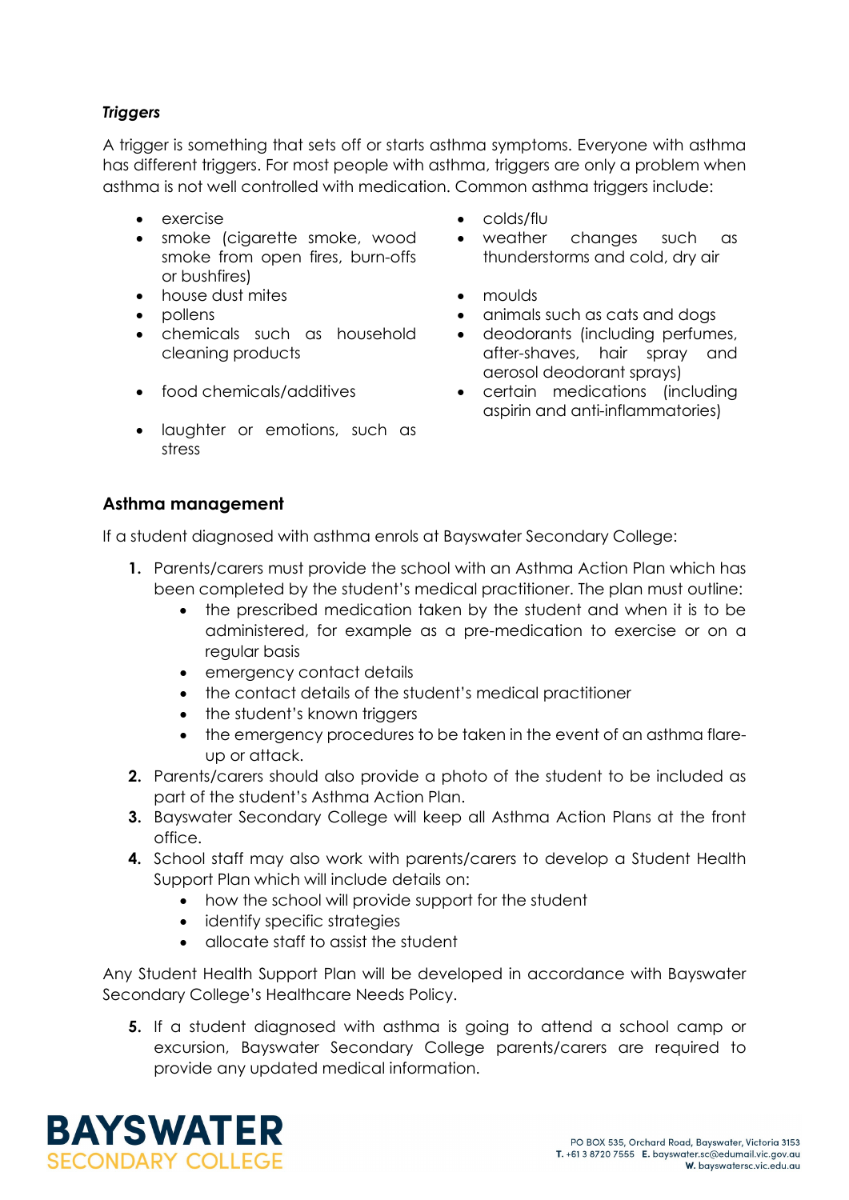***Triggers***

A trigger is something that sets off or starts asthma symptoms. Everyone with asthma has different triggers. For most people with asthma, triggers are only a problem when asthma is not well controlled with medication. Common asthma triggers include:

- exercise
- smoke (cigarette smoke, wood smoke from open fires, burn-offs or bushfires)
- house dust mites
- pollens
- chemicals such as household cleaning products
- food chemicals/additives
- laughter or emotions, such as stress
- colds/flu
- weather changes such as thunderstorms and cold, dry air
- moulds
- animals such as cats and dogs
- deodorants (including perfumes, after-shaves, hair spray and aerosol deodorant sprays)
- certain medications (including aspirin and anti-inflammatories)

## Asthma management

If a student diagnosed with asthma enrols at Bayswater Secondary College:

1. Parents/carers must provide the school with an Asthma Action Plan which has been completed by the student's medical practitioner. The plan must outline:
    - the prescribed medication taken by the student and when it is to be administered, for example as a pre-medication to exercise or on a regular basis
    - emergency contact details
    - the contact details of the student's medical practitioner
    - the student's known triggers
    - the emergency procedures to be taken in the event of an asthma flare-up or attack.
2. Parents/carers should also provide a photo of the student to be included as part of the student's Asthma Action Plan.
3. Bayswater Secondary College will keep all Asthma Action Plans at the front office.
4. School staff may also work with parents/carers to develop a Student Health Support Plan which will include details on:
    - how the school will provide support for the student
    - identify specific strategies
    - allocate staff to assist the student

Any Student Health Support Plan will be developed in accordance with Bayswater Secondary College's Healthcare Needs Policy.

5. If a student diagnosed with asthma is going to attend a school camp or excursion, Bayswater Secondary College parents/carers are required to provide any updated medical information.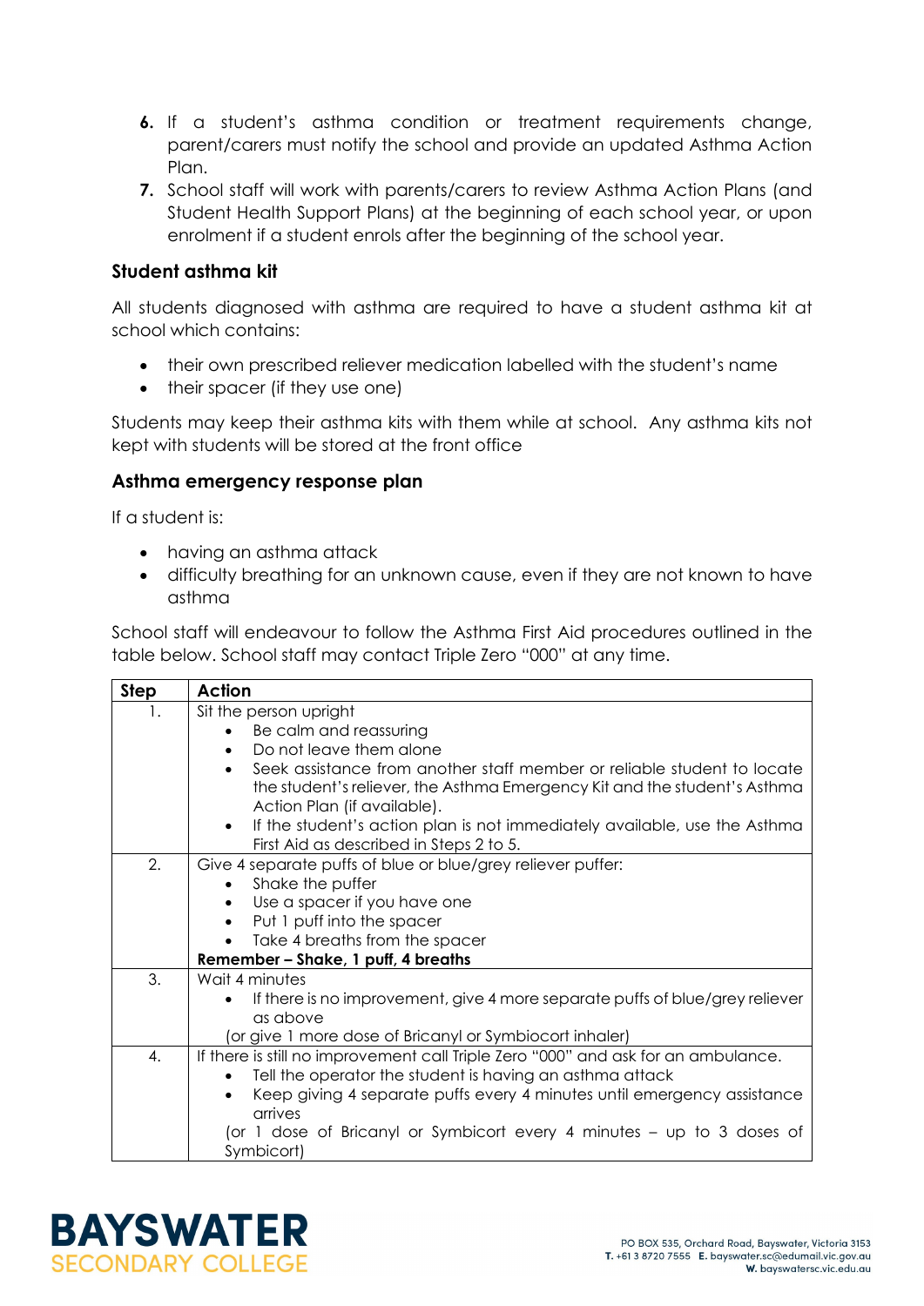6. If a student's asthma condition or treatment requirements change, parent/carers must notify the school and provide an updated Asthma Action Plan.
7. School staff will work with parents/carers to review Asthma Action Plans (and Student Health Support Plans) at the beginning of each school year, or upon enrolment if a student enrols after the beginning of the school year.

### Student asthma kit

All students diagnosed with asthma are required to have a student asthma kit at school which contains:

- their own prescribed reliever medication labelled with the student's name
- their spacer (if they use one)

Students may keep their asthma kits with them while at school. Any asthma kits not kept with students will be stored at the front office

### Asthma emergency response plan

If a student is:

- having an asthma attack
- difficulty breathing for an unknown cause, even if they are not known to have asthma

School staff will endeavour to follow the Asthma First Aid procedures outlined in the table below. School staff may contact Triple Zero "000" at any time.

| Step | Action |
|---|---|
| 1. | Sit the person upright<br>• Be calm and reassuring<br>• Do not leave them alone<br>• Seek assistance from another staff member or reliable student to locate the student's reliever, the Asthma Emergency Kit and the student's Asthma Action Plan (if available).<br>• If the student's action plan is not immediately available, use the Asthma First Aid as described in Steps 2 to 5. |
| 2. | Give 4 separate puffs of blue or blue/grey reliever puffer:<br>• Shake the puffer<br>• Use a spacer if you have one<br>• Put 1 puff into the spacer<br>• Take 4 breaths from the spacer<br>**Remember – Shake, 1 puff, 4 breaths** |
| 3. | Wait 4 minutes<br>• If there is no improvement, give 4 more separate puffs of blue/grey reliever as above<br>(or give 1 more dose of Bricanyl or Symbiocort inhaler) |
| 4. | If there is still no improvement call Triple Zero "000" and ask for an ambulance.<br>• Tell the operator the student is having an asthma attack<br>• Keep giving 4 separate puffs every 4 minutes until emergency assistance arrives<br>(or 1 dose of Bricanyl or Symbicort every 4 minutes – up to 3 doses of Symbicort) |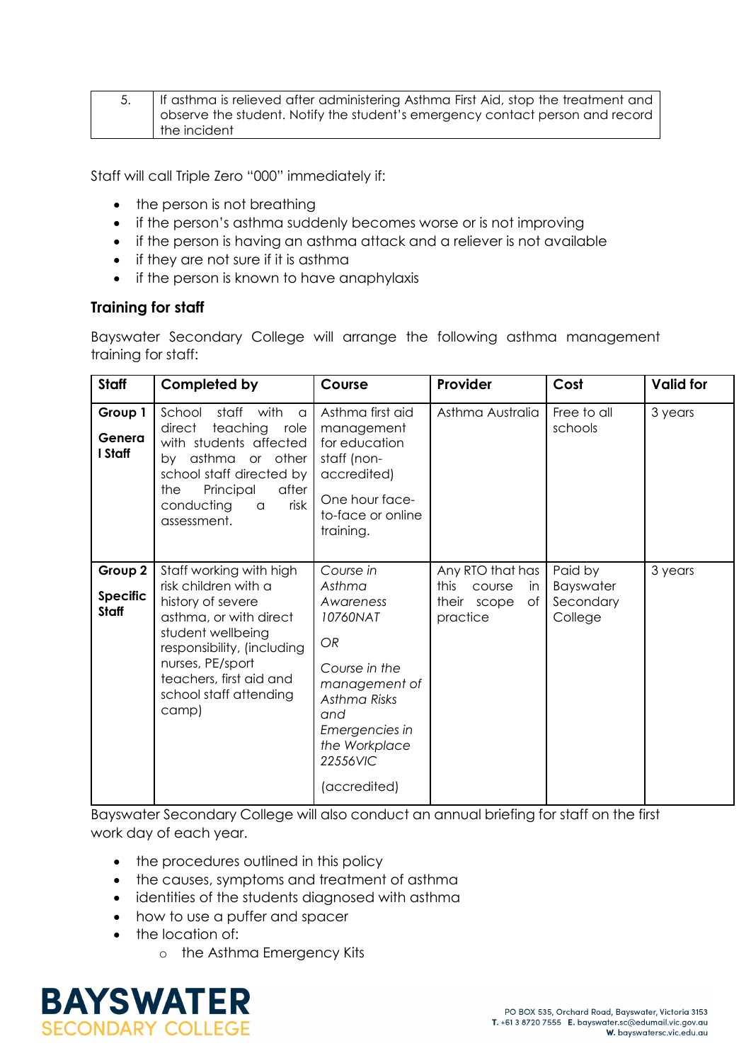| 5. | If asthma is relieved after administering Asthma First Aid, stop the treatment and observe the student. Notify the student's emergency contact person and record the incident |
|---|---|

Staff will call Triple Zero "000" immediately if:

- the person is not breathing
- if the person's asthma suddenly becomes worse or is not improving
- if the person is having an asthma attack and a reliever is not available
- if they are not sure if it is asthma
- if the person is known to have anaphylaxis

## Training for staff

Bayswater Secondary College will arrange the following asthma management training for staff:

| Staff | Completed by | Course | Provider | Cost | Valid for |
|---|---|---|---|---|---|
| **Group 1** **General Staff** | School staff with a direct teaching role with students affected by asthma or other school staff directed by the Principal after conducting a risk assessment. | Asthma first aid management for education staff (non-accredited) One hour face-to-face or online training. | Asthma Australia | Free to all schools | 3 years |
| **Group 2** **Specific Staff** | Staff working with high risk children with a history of severe asthma, or with direct student wellbeing responsibility, (including nurses, PE/sport teachers, first aid and school staff attending camp) | *Course in Asthma Awareness 10760NAT* *OR* *Course in the management of Asthma Risks and Emergencies in the Workplace 22556VIC* (accredited) | Any RTO that has this course in their scope of practice | Paid by Bayswater Secondary College | 3 years |

Bayswater Secondary College will also conduct an annual briefing for staff on the first work day of each year.

- the procedures outlined in this policy
- the causes, symptoms and treatment of asthma
- identities of the students diagnosed with asthma
- how to use a puffer and spacer
- the location of:
  - the Asthma Emergency Kits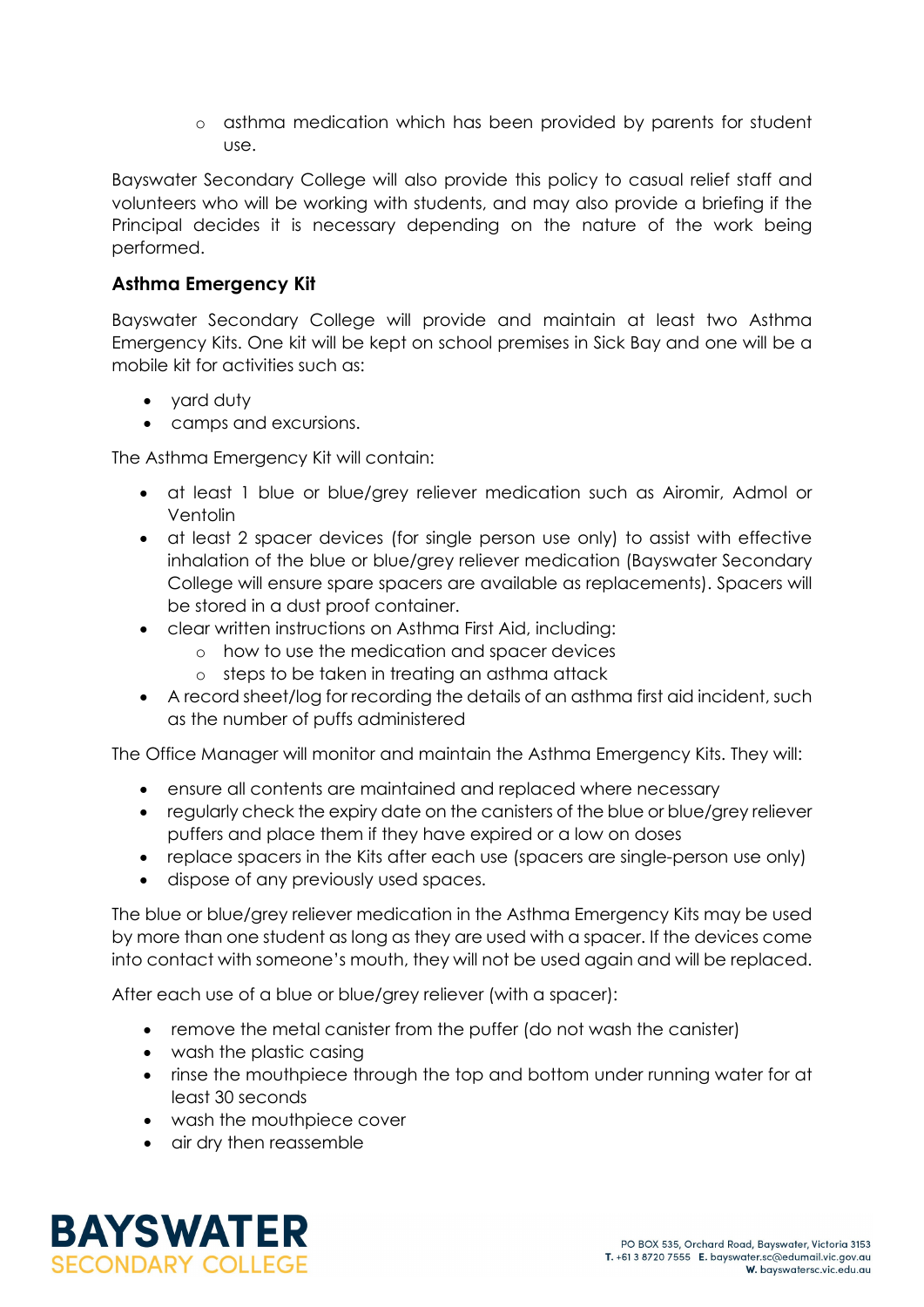- asthma medication which has been provided by parents for student use.

Bayswater Secondary College will also provide this policy to casual relief staff and volunteers who will be working with students, and may also provide a briefing if the Principal decides it is necessary depending on the nature of the work being performed.

### Asthma Emergency Kit

Bayswater Secondary College will provide and maintain at least two Asthma Emergency Kits. One kit will be kept on school premises in Sick Bay and one will be a mobile kit for activities such as:

- yard duty
- camps and excursions.

The Asthma Emergency Kit will contain:

- at least 1 blue or blue/grey reliever medication such as Airomir, Admol or Ventolin
- at least 2 spacer devices (for single person use only) to assist with effective inhalation of the blue or blue/grey reliever medication (Bayswater Secondary College will ensure spare spacers are available as replacements). Spacers will be stored in a dust proof container.
- clear written instructions on Asthma First Aid, including:
    - how to use the medication and spacer devices
    - steps to be taken in treating an asthma attack
- A record sheet/log for recording the details of an asthma first aid incident, such as the number of puffs administered

The Office Manager will monitor and maintain the Asthma Emergency Kits. They will:

- ensure all contents are maintained and replaced where necessary
- regularly check the expiry date on the canisters of the blue or blue/grey reliever puffers and place them if they have expired or a low on doses
- replace spacers in the Kits after each use (spacers are single-person use only)
- dispose of any previously used spaces.

The blue or blue/grey reliever medication in the Asthma Emergency Kits may be used by more than one student as long as they are used with a spacer. If the devices come into contact with someone's mouth, they will not be used again and will be replaced.

After each use of a blue or blue/grey reliever (with a spacer):

- remove the metal canister from the puffer (do not wash the canister)
- wash the plastic casing
- rinse the mouthpiece through the top and bottom under running water for at least 30 seconds
- wash the mouthpiece cover
- air dry then reassemble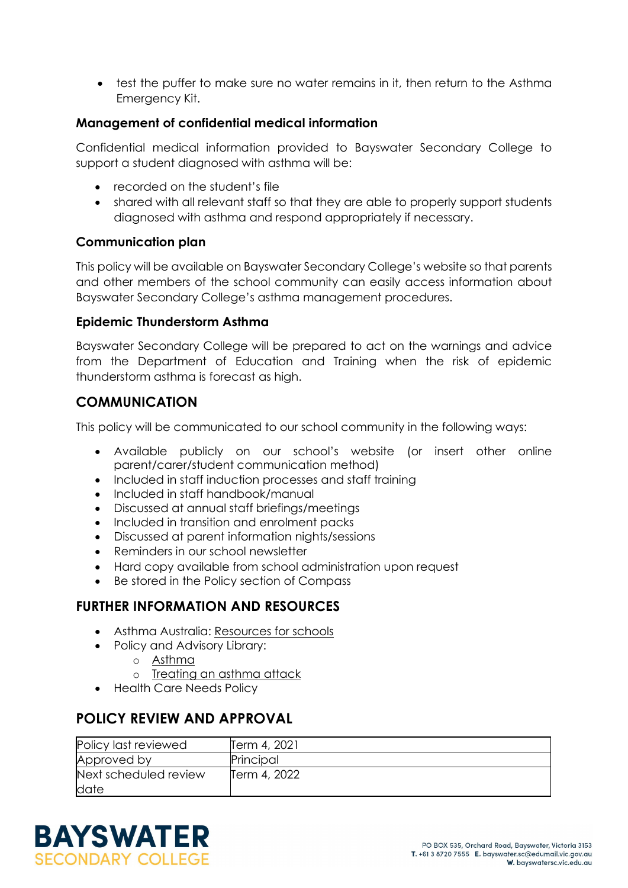- test the puffer to make sure no water remains in it, then return to the Asthma Emergency Kit.

### Management of confidential medical information

Confidential medical information provided to Bayswater Secondary College to support a student diagnosed with asthma will be:

- recorded on the student's file
- shared with all relevant staff so that they are able to properly support students diagnosed with asthma and respond appropriately if necessary.

### Communication plan

This policy will be available on Bayswater Secondary College's website so that parents and other members of the school community can easily access information about Bayswater Secondary College's asthma management procedures.

### Epidemic Thunderstorm Asthma

Bayswater Secondary College will be prepared to act on the warnings and advice from the Department of Education and Training when the risk of epidemic thunderstorm asthma is forecast as high.

## COMMUNICATION

This policy will be communicated to our school community in the following ways:

- Available publicly on our school's website (or insert other online parent/carer/student communication method)
- Included in staff induction processes and staff training
- Included in staff handbook/manual
- Discussed at annual staff briefings/meetings
- Included in transition and enrolment packs
- Discussed at parent information nights/sessions
- Reminders in our school newsletter
- Hard copy available from school administration upon request
- Be stored in the Policy section of Compass

## FURTHER INFORMATION AND RESOURCES

- Asthma Australia: Resources for schools
- Policy and Advisory Library:
  - Asthma
  - Treating an asthma attack
- Health Care Needs Policy

## POLICY REVIEW AND APPROVAL

| | |
|---|---|
| Policy last reviewed | Term 4, 2021 |
| Approved by | Principal |
| Next scheduled review date | Term 4, 2022 |

BAYSWATER SECONDARY COLLEGE

PO BOX 535, Orchard Road, Bayswater, Victoria 3153
T. +61 3 8720 7555 E. bayswater.sc@edumail.vic.gov.au
W. bayswatersc.vic.edu.au